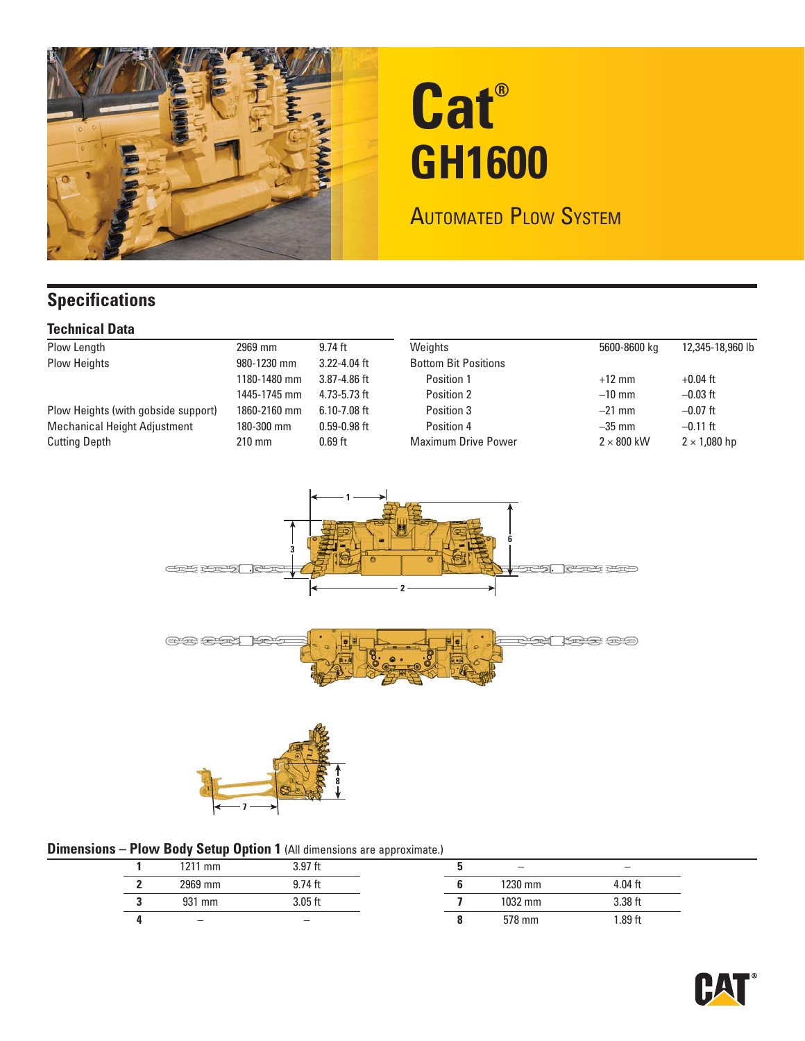# Cat® GH1600

## Automated Plow System

## Specifications

### Technical Data

| | | |
|---|---|---|
| Plow Length | 2969 mm | 9.74 ft |
| Plow Heights | 980-1230 mm | 3.22-4.04 ft |
| | 1180-1480 mm | 3.87-4.86 ft |
| | 1445-1745 mm | 4.73-5.73 ft |
| Plow Heights (with gobside support) | 1860-2160 mm | 6.10-7.08 ft |
| Mechanical Height Adjustment | 180-300 mm | 0.59-0.98 ft |
| Cutting Depth | 210 mm | 0.69 ft |

| | | |
|---|---|---|
| Weights | 5600-8600 kg | 12,345-18,960 lb |
| Bottom Bit Positions | | |
| Position 1 | +12 mm | +0.04 ft |
| Position 2 | –10 mm | –0.03 ft |
| Position 3 | –21 mm | –0.07 ft |
| Position 4 | –35 mm | –0.11 ft |
| Maximum Drive Power | 2 × 800 kW | 2 × 1,080 hp |

### Dimensions – Plow Body Setup Option 1 (All dimensions are approximate.)

| | | |
|---|---|---|
| **1** | 1211 mm | 3.97 ft |
| **2** | 2969 mm | 9.74 ft |
| **3** | 931 mm | 3.05 ft |
| **4** | – | – |
| **5** | – | – |
| **6** | 1230 mm | 4.04 ft |
| **7** | 1032 mm | 3.38 ft |
| **8** | 578 mm | 1.89 ft |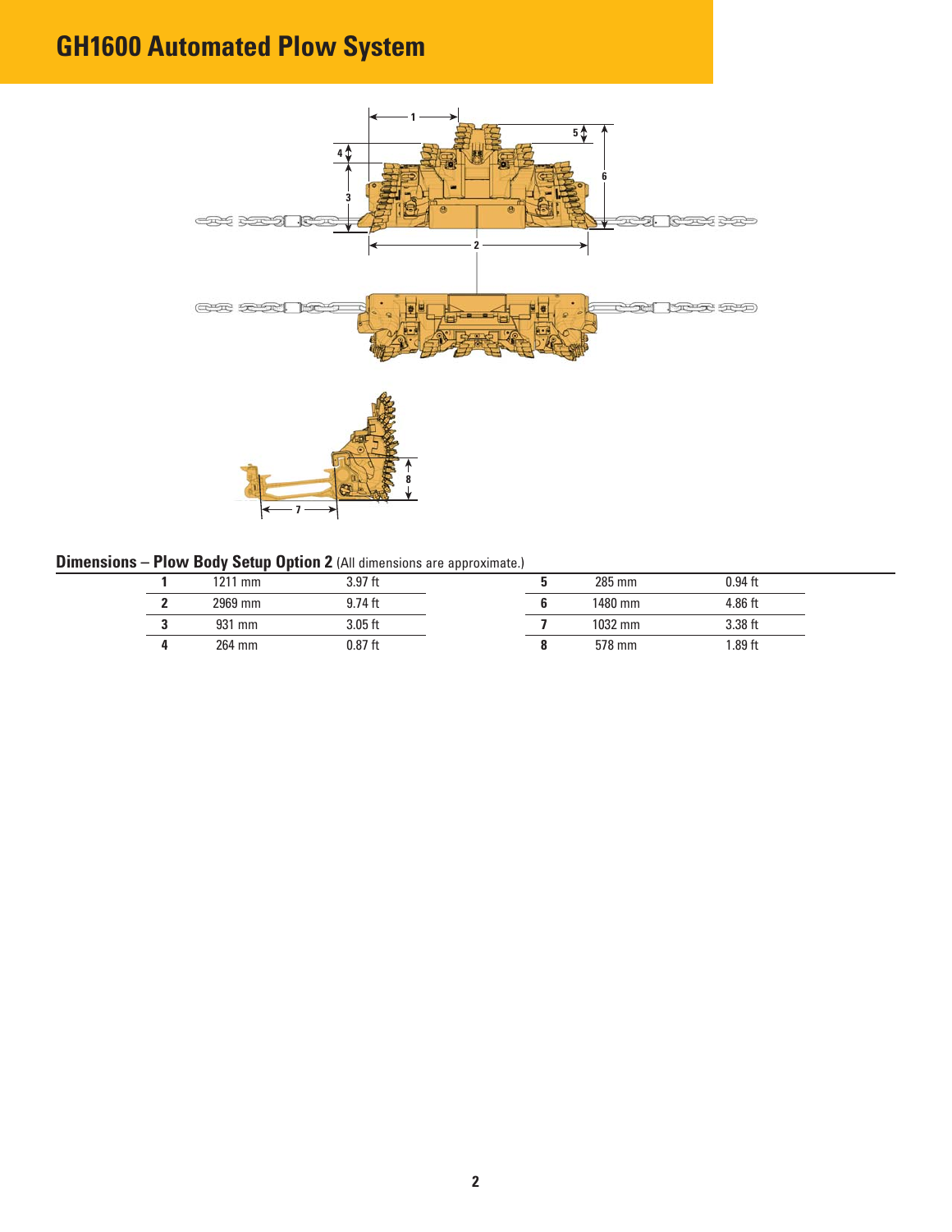# GH1600 Automated Plow System

## Dimensions – Plow Body Setup Option 2 (All dimensions are approximate.)

| | | | | | |
|---|---|---|---|---|---|
| **1** | 1211 mm | 3.97 ft | **5** | 285 mm | 0.94 ft |
| **2** | 2969 mm | 9.74 ft | **6** | 1480 mm | 4.86 ft |
| **3** | 931 mm | 3.05 ft | **7** | 1032 mm | 3.38 ft |
| **4** | 264 mm | 0.87 ft | **8** | 578 mm | 1.89 ft |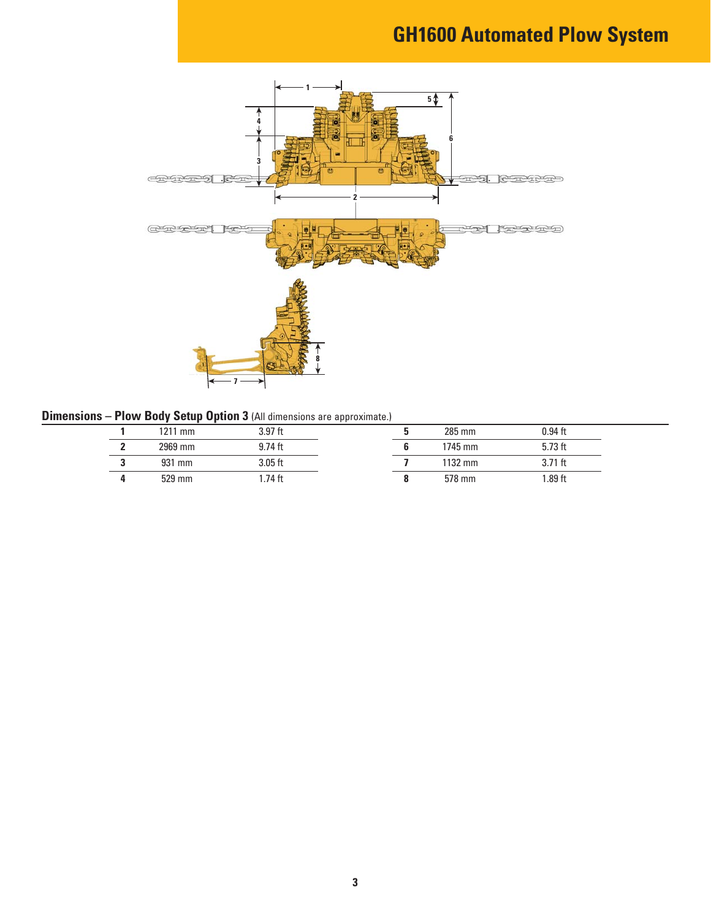## Dimensions – Plow Body Setup Option 3 (All dimensions are approximate.)

| | | | | | |
|---|---|---|---|---|---|
| **1** | 1211 mm | 3.97 ft | **5** | 285 mm | 0.94 ft |
| **2** | 2969 mm | 9.74 ft | **6** | 1745 mm | 5.73 ft |
| **3** | 931 mm | 3.05 ft | **7** | 1132 mm | 3.71 ft |
| **4** | 529 mm | 1.74 ft | **8** | 578 mm | 1.89 ft |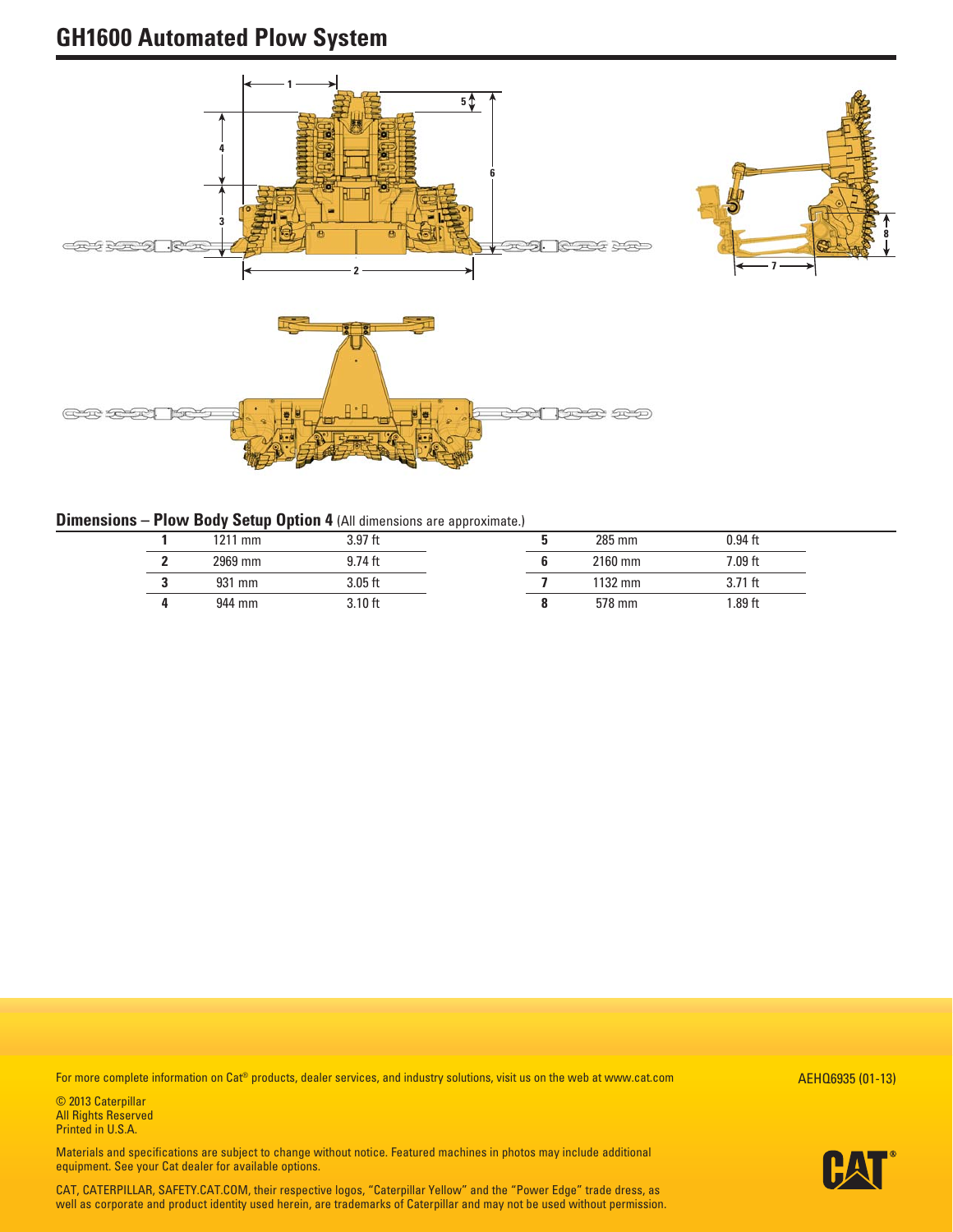# GH1600 Automated Plow System

## Dimensions – Plow Body Setup Option 4 (All dimensions are approximate.)

| | | | | | |
|---|---|---|---|---|---|
| 1 | 1211 mm | 3.97 ft | 5 | 285 mm | 0.94 ft |
| 2 | 2969 mm | 9.74 ft | 6 | 2160 mm | 7.09 ft |
| 3 | 931 mm | 3.05 ft | 7 | 1132 mm | 3.71 ft |
| 4 | 944 mm | 3.10 ft | 8 | 578 mm | 1.89 ft |

For more complete information on Cat® products, dealer services, and industry solutions, visit us on the web at www.cat.com

AEHQ6935 (01-13)

© 2013 Caterpillar
All Rights Reserved
Printed in U.S.A.

Materials and specifications are subject to change without notice. Featured machines in photos may include additional equipment. See your Cat dealer for available options.

CAT, CATERPILLAR, SAFETY.CAT.COM, their respective logos, "Caterpillar Yellow" and the "Power Edge" trade dress, as well as corporate and product identity used herein, are trademarks of Caterpillar and may not be used without permission.